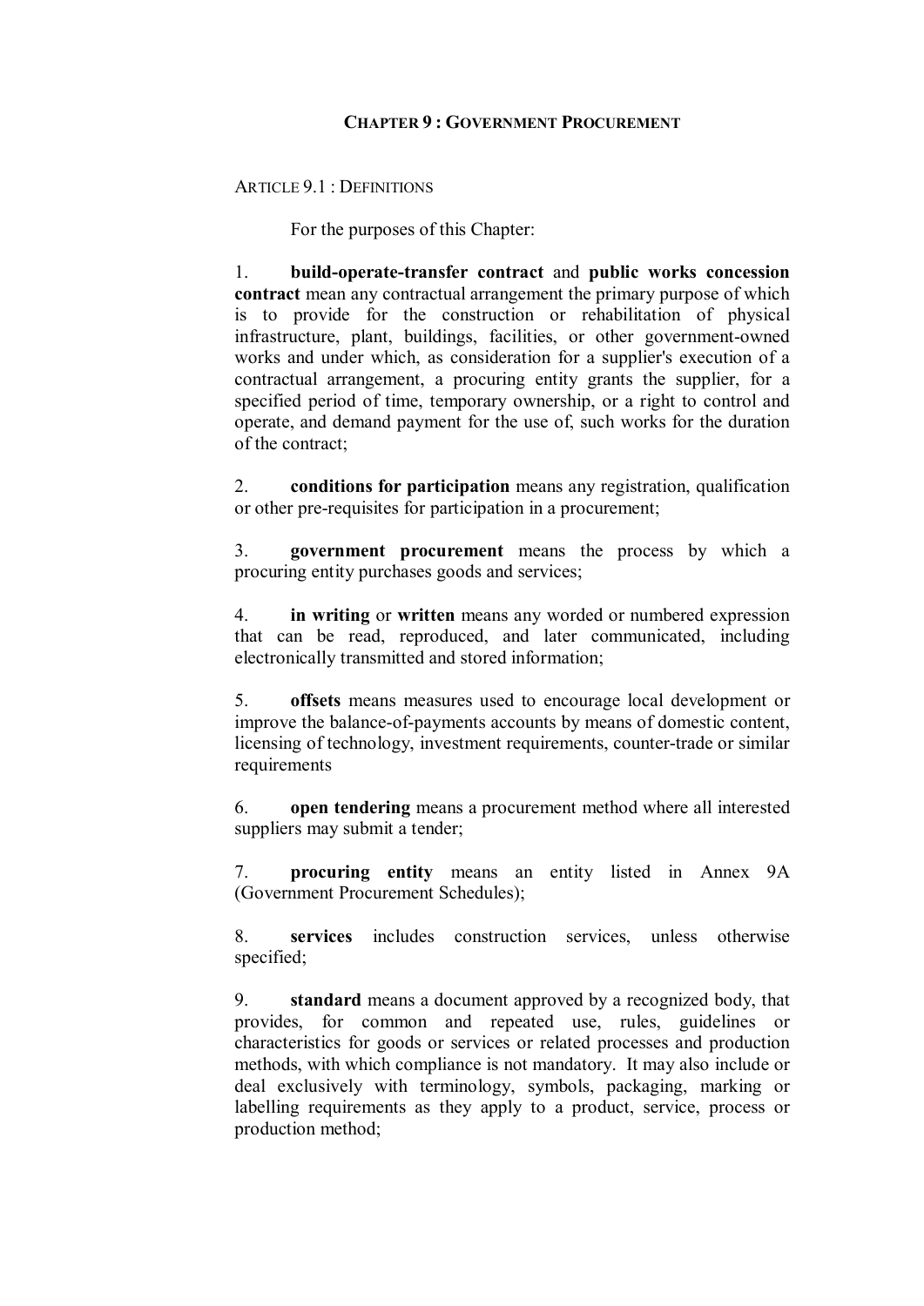# CHAPTER 9 : GOVERNMENT PROCUREMENT

## ARTICLE 9.1 : DEFINITIONS

For the purposes of this Chapter:

1. **build-operate-transfer contract** and **public works concession contract** mean any contractual arrangement the primary purpose of which is to provide for the construction or rehabilitation of physical infrastructure, plant, buildings, facilities, or other government-owned works and under which, as consideration for a supplier's execution of a contractual arrangement, a procuring entity grants the supplier, for a specified period of time, temporary ownership, or a right to control and operate, and demand payment for the use of, such works for the duration of the contract;

2. **conditions for participation** means any registration, qualification or other pre-requisites for participation in a procurement;

3. **government procurement** means the process by which a procuring entity purchases goods and services;

4. **in writing** or **written** means any worded or numbered expression that can be read, reproduced, and later communicated, including electronically transmitted and stored information;

5. **offsets** means measures used to encourage local development or improve the balance-of-payments accounts by means of domestic content, licensing of technology, investment requirements, counter-trade or similar requirements

6. **open tendering** means a procurement method where all interested suppliers may submit a tender;

7. **procuring entity** means an entity listed in Annex 9A (Government Procurement Schedules);

8. **services** includes construction services, unless otherwise specified;

9. **standard** means a document approved by a recognized body, that provides, for common and repeated use, rules, guidelines or characteristics for goods or services or related processes and production methods, with which compliance is not mandatory. It may also include or deal exclusively with terminology, symbols, packaging, marking or labelling requirements as they apply to a product, service, process or production method;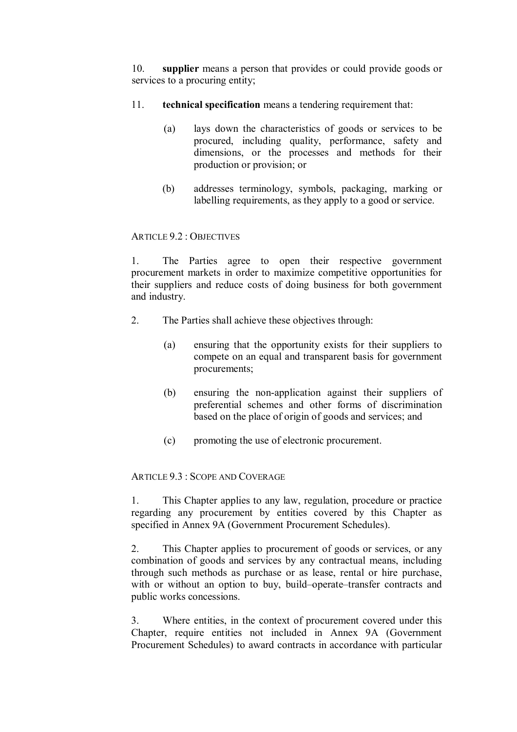10. **supplier** means a person that provides or could provide goods or services to a procuring entity;

11. **technical specification** means a tendering requirement that:

   (a) lays down the characteristics of goods or services to be procured, including quality, performance, safety and dimensions, or the processes and methods for their production or provision; or

   (b) addresses terminology, symbols, packaging, marking or labelling requirements, as they apply to a good or service.

### ARTICLE 9.2 : OBJECTIVES

1. The Parties agree to open their respective government procurement markets in order to maximize competitive opportunities for their suppliers and reduce costs of doing business for both government and industry.

2. The Parties shall achieve these objectives through:

   (a) ensuring that the opportunity exists for their suppliers to compete on an equal and transparent basis for government procurements;

   (b) ensuring the non-application against their suppliers of preferential schemes and other forms of discrimination based on the place of origin of goods and services; and

   (c) promoting the use of electronic procurement.

### ARTICLE 9.3 : SCOPE AND COVERAGE

1. This Chapter applies to any law, regulation, procedure or practice regarding any procurement by entities covered by this Chapter as specified in Annex 9A (Government Procurement Schedules).

2. This Chapter applies to procurement of goods or services, or any combination of goods and services by any contractual means, including through such methods as purchase or as lease, rental or hire purchase, with or without an option to buy, build–operate–transfer contracts and public works concessions.

3. Where entities, in the context of procurement covered under this Chapter, require entities not included in Annex 9A (Government Procurement Schedules) to award contracts in accordance with particular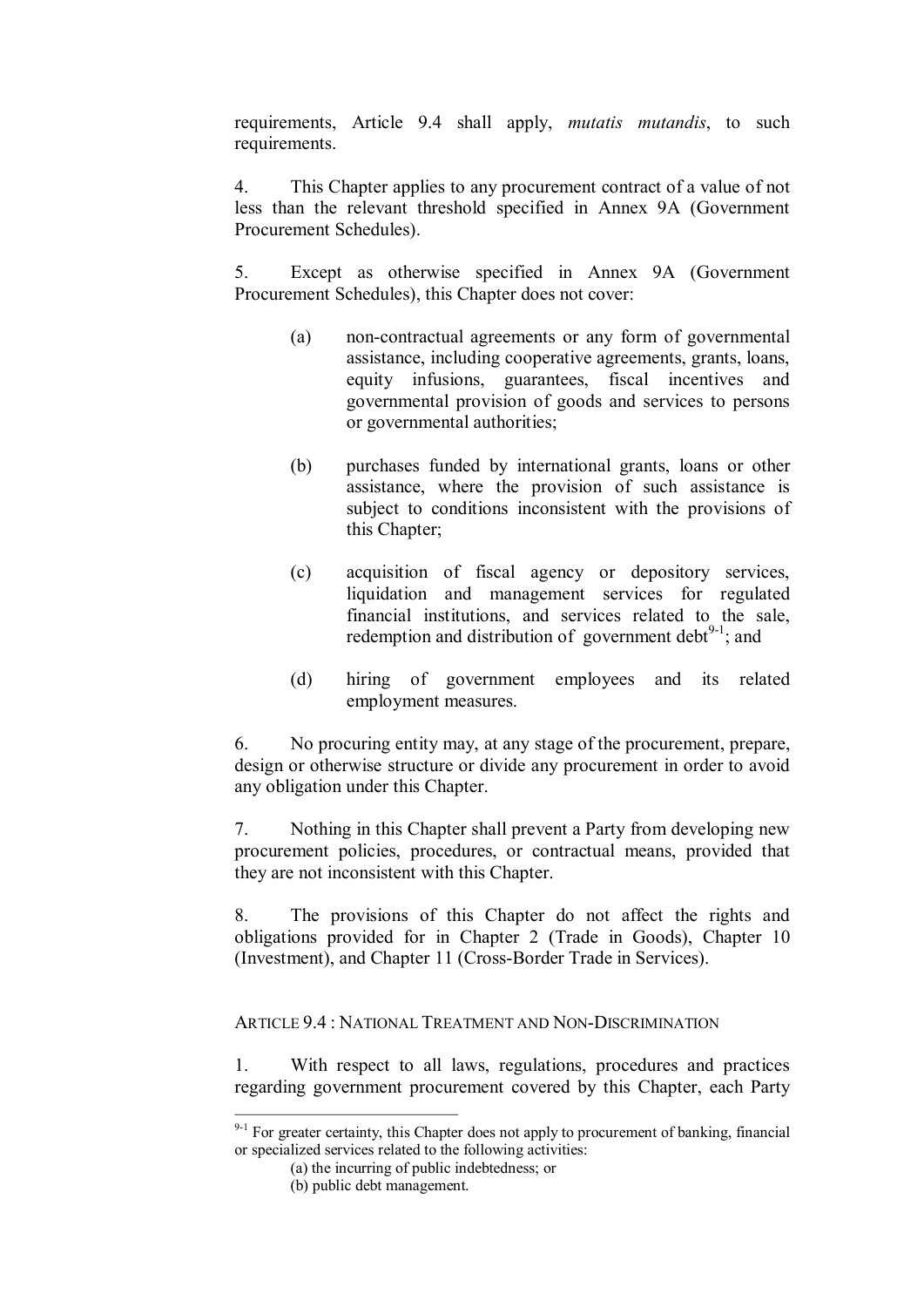requirements, Article 9.4 shall apply, *mutatis mutandis*, to such requirements.

4. This Chapter applies to any procurement contract of a value of not less than the relevant threshold specified in Annex 9A (Government Procurement Schedules).

5. Except as otherwise specified in Annex 9A (Government Procurement Schedules), this Chapter does not cover:

(a) non-contractual agreements or any form of governmental assistance, including cooperative agreements, grants, loans, equity infusions, guarantees, fiscal incentives and governmental provision of goods and services to persons or governmental authorities;

(b) purchases funded by international grants, loans or other assistance, where the provision of such assistance is subject to conditions inconsistent with the provisions of this Chapter;

(c) acquisition of fiscal agency or depository services, liquidation and management services for regulated financial institutions, and services related to the sale, redemption and distribution of government debt[9-1]; and

(d) hiring of government employees and its related employment measures.

6. No procuring entity may, at any stage of the procurement, prepare, design or otherwise structure or divide any procurement in order to avoid any obligation under this Chapter.

7. Nothing in this Chapter shall prevent a Party from developing new procurement policies, procedures, or contractual means, provided that they are not inconsistent with this Chapter.

8. The provisions of this Chapter do not affect the rights and obligations provided for in Chapter 2 (Trade in Goods), Chapter 10 (Investment), and Chapter 11 (Cross-Border Trade in Services).

### ARTICLE 9.4 : NATIONAL TREATMENT AND NON-DISCRIMINATION

1. With respect to all laws, regulations, procedures and practices regarding government procurement covered by this Chapter, each Party

---

[9-1] For greater certainty, this Chapter does not apply to procurement of banking, financial or specialized services related to the following activities:

(a) the incurring of public indebtedness; or

(b) public debt management.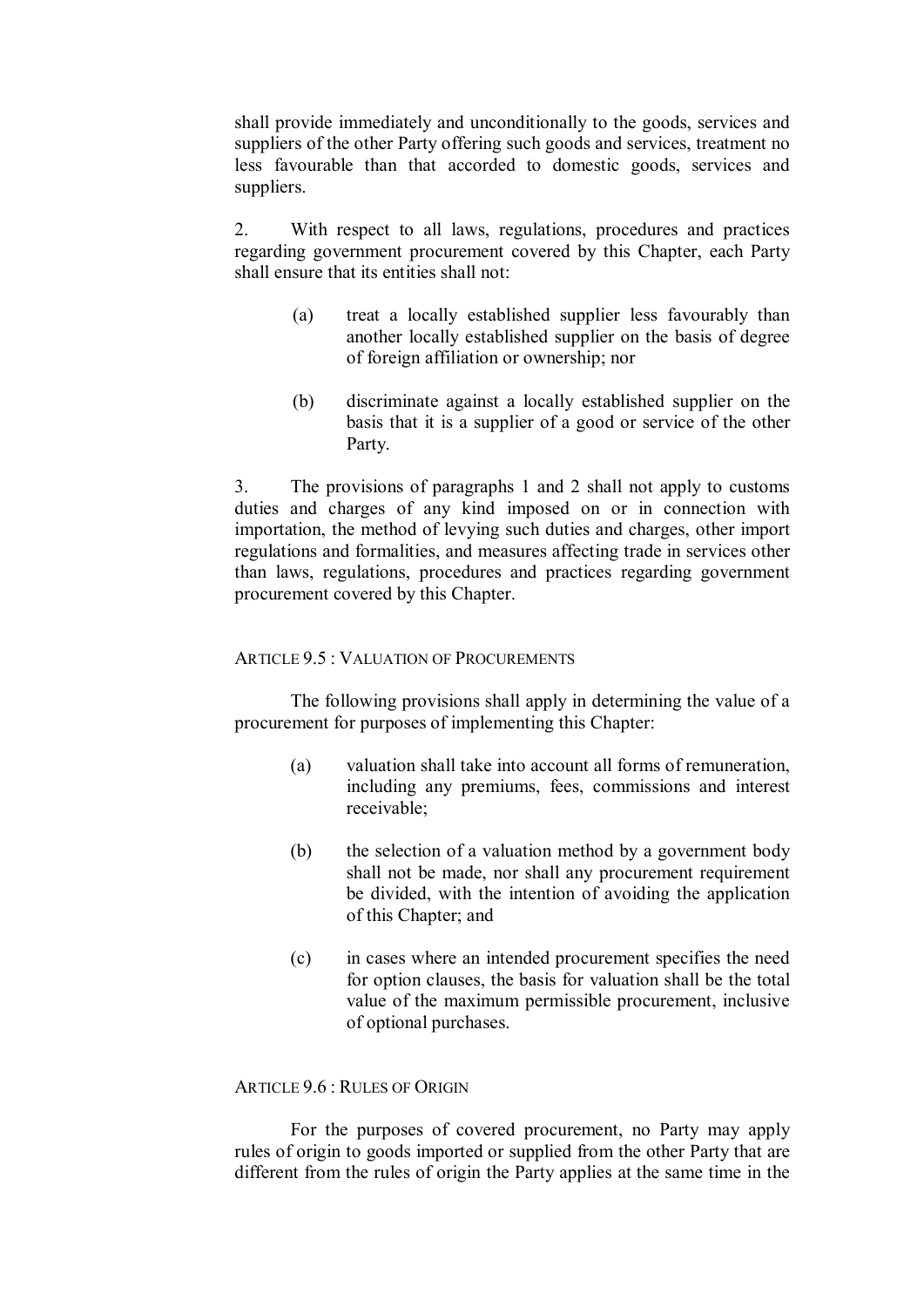shall provide immediately and unconditionally to the goods, services and suppliers of the other Party offering such goods and services, treatment no less favourable than that accorded to domestic goods, services and suppliers.

2. With respect to all laws, regulations, procedures and practices regarding government procurement covered by this Chapter, each Party shall ensure that its entities shall not:

(a) treat a locally established supplier less favourably than another locally established supplier on the basis of degree of foreign affiliation or ownership; nor

(b) discriminate against a locally established supplier on the basis that it is a supplier of a good or service of the other Party.

3. The provisions of paragraphs 1 and 2 shall not apply to customs duties and charges of any kind imposed on or in connection with importation, the method of levying such duties and charges, other import regulations and formalities, and measures affecting trade in services other than laws, regulations, procedures and practices regarding government procurement covered by this Chapter.

### ARTICLE 9.5 : VALUATION OF PROCUREMENTS

The following provisions shall apply in determining the value of a procurement for purposes of implementing this Chapter:

(a) valuation shall take into account all forms of remuneration, including any premiums, fees, commissions and interest receivable;

(b) the selection of a valuation method by a government body shall not be made, nor shall any procurement requirement be divided, with the intention of avoiding the application of this Chapter; and

(c) in cases where an intended procurement specifies the need for option clauses, the basis for valuation shall be the total value of the maximum permissible procurement, inclusive of optional purchases.

### ARTICLE 9.6 : RULES OF ORIGIN

For the purposes of covered procurement, no Party may apply rules of origin to goods imported or supplied from the other Party that are different from the rules of origin the Party applies at the same time in the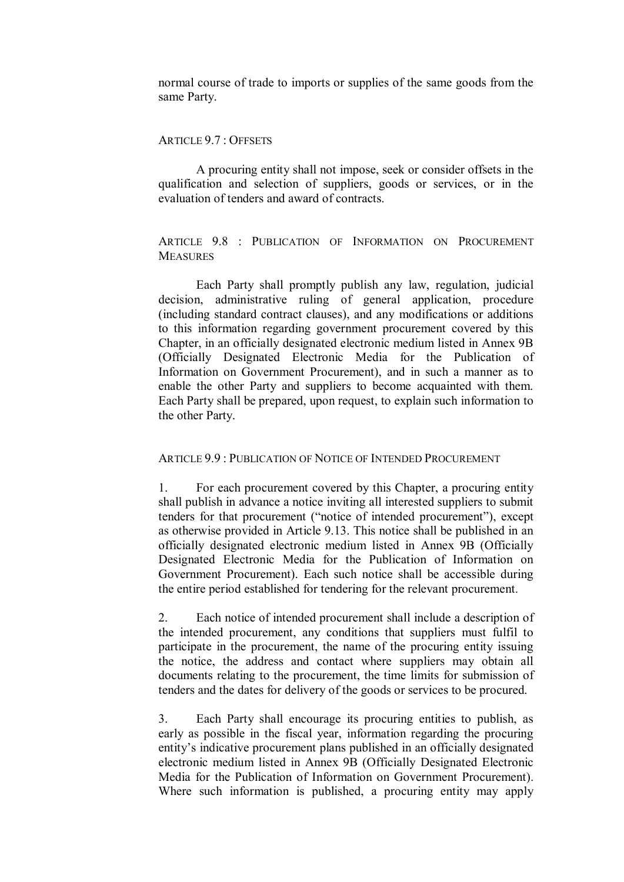normal course of trade to imports or supplies of the same goods from the same Party.

### ARTICLE 9.7 : OFFSETS

A procuring entity shall not impose, seek or consider offsets in the qualification and selection of suppliers, goods or services, or in the evaluation of tenders and award of contracts.

### ARTICLE 9.8 : PUBLICATION OF INFORMATION ON PROCUREMENT MEASURES

Each Party shall promptly publish any law, regulation, judicial decision, administrative ruling of general application, procedure (including standard contract clauses), and any modifications or additions to this information regarding government procurement covered by this Chapter, in an officially designated electronic medium listed in Annex 9B (Officially Designated Electronic Media for the Publication of Information on Government Procurement), and in such a manner as to enable the other Party and suppliers to become acquainted with them. Each Party shall be prepared, upon request, to explain such information to the other Party.

### ARTICLE 9.9 : PUBLICATION OF NOTICE OF INTENDED PROCUREMENT

1. For each procurement covered by this Chapter, a procuring entity shall publish in advance a notice inviting all interested suppliers to submit tenders for that procurement ("notice of intended procurement"), except as otherwise provided in Article 9.13. This notice shall be published in an officially designated electronic medium listed in Annex 9B (Officially Designated Electronic Media for the Publication of Information on Government Procurement). Each such notice shall be accessible during the entire period established for tendering for the relevant procurement.

2. Each notice of intended procurement shall include a description of the intended procurement, any conditions that suppliers must fulfil to participate in the procurement, the name of the procuring entity issuing the notice, the address and contact where suppliers may obtain all documents relating to the procurement, the time limits for submission of tenders and the dates for delivery of the goods or services to be procured.

3. Each Party shall encourage its procuring entities to publish, as early as possible in the fiscal year, information regarding the procuring entity's indicative procurement plans published in an officially designated electronic medium listed in Annex 9B (Officially Designated Electronic Media for the Publication of Information on Government Procurement). Where such information is published, a procuring entity may apply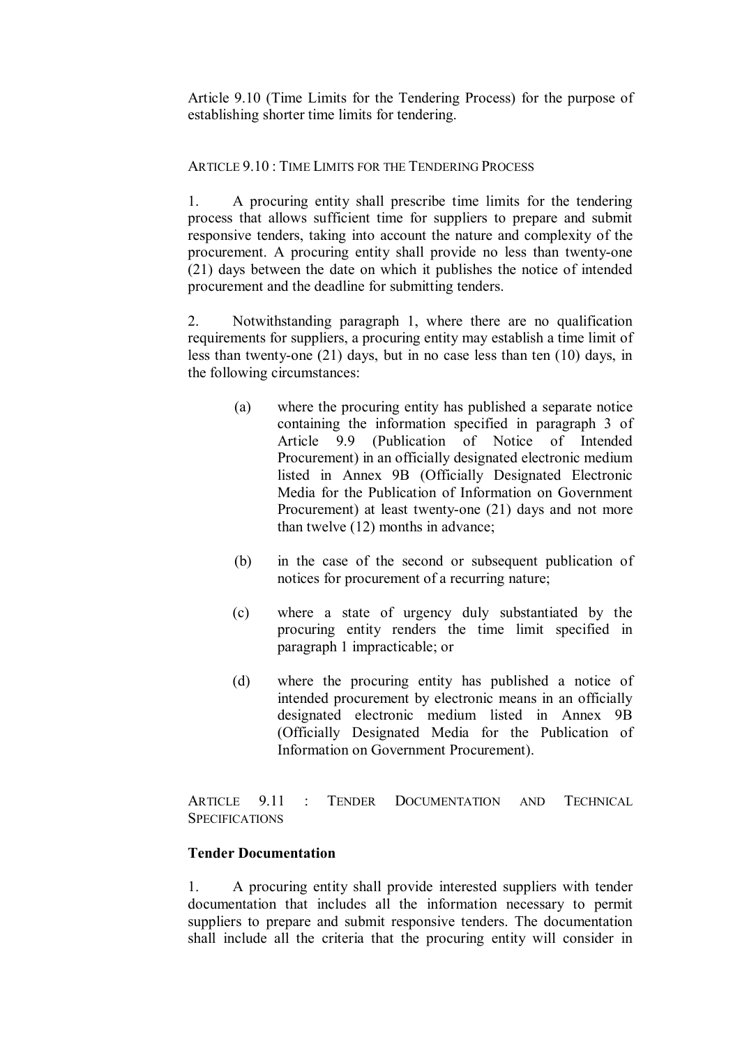Article 9.10 (Time Limits for the Tendering Process) for the purpose of establishing shorter time limits for tendering.

## ARTICLE 9.10 : TIME LIMITS FOR THE TENDERING PROCESS

1. A procuring entity shall prescribe time limits for the tendering process that allows sufficient time for suppliers to prepare and submit responsive tenders, taking into account the nature and complexity of the procurement. A procuring entity shall provide no less than twenty-one (21) days between the date on which it publishes the notice of intended procurement and the deadline for submitting tenders.

2. Notwithstanding paragraph 1, where there are no qualification requirements for suppliers, a procuring entity may establish a time limit of less than twenty-one (21) days, but in no case less than ten (10) days, in the following circumstances:

   (a) where the procuring entity has published a separate notice containing the information specified in paragraph 3 of Article 9.9 (Publication of Notice of Intended Procurement) in an officially designated electronic medium listed in Annex 9B (Officially Designated Electronic Media for the Publication of Information on Government Procurement) at least twenty-one (21) days and not more than twelve (12) months in advance;

   (b) in the case of the second or subsequent publication of notices for procurement of a recurring nature;

   (c) where a state of urgency duly substantiated by the procuring entity renders the time limit specified in paragraph 1 impracticable; or

   (d) where the procuring entity has published a notice of intended procurement by electronic means in an officially designated electronic medium listed in Annex 9B (Officially Designated Media for the Publication of Information on Government Procurement).

## ARTICLE 9.11 : TENDER DOCUMENTATION AND TECHNICAL SPECIFICATIONS

### Tender Documentation

1. A procuring entity shall provide interested suppliers with tender documentation that includes all the information necessary to permit suppliers to prepare and submit responsive tenders. The documentation shall include all the criteria that the procuring entity will consider in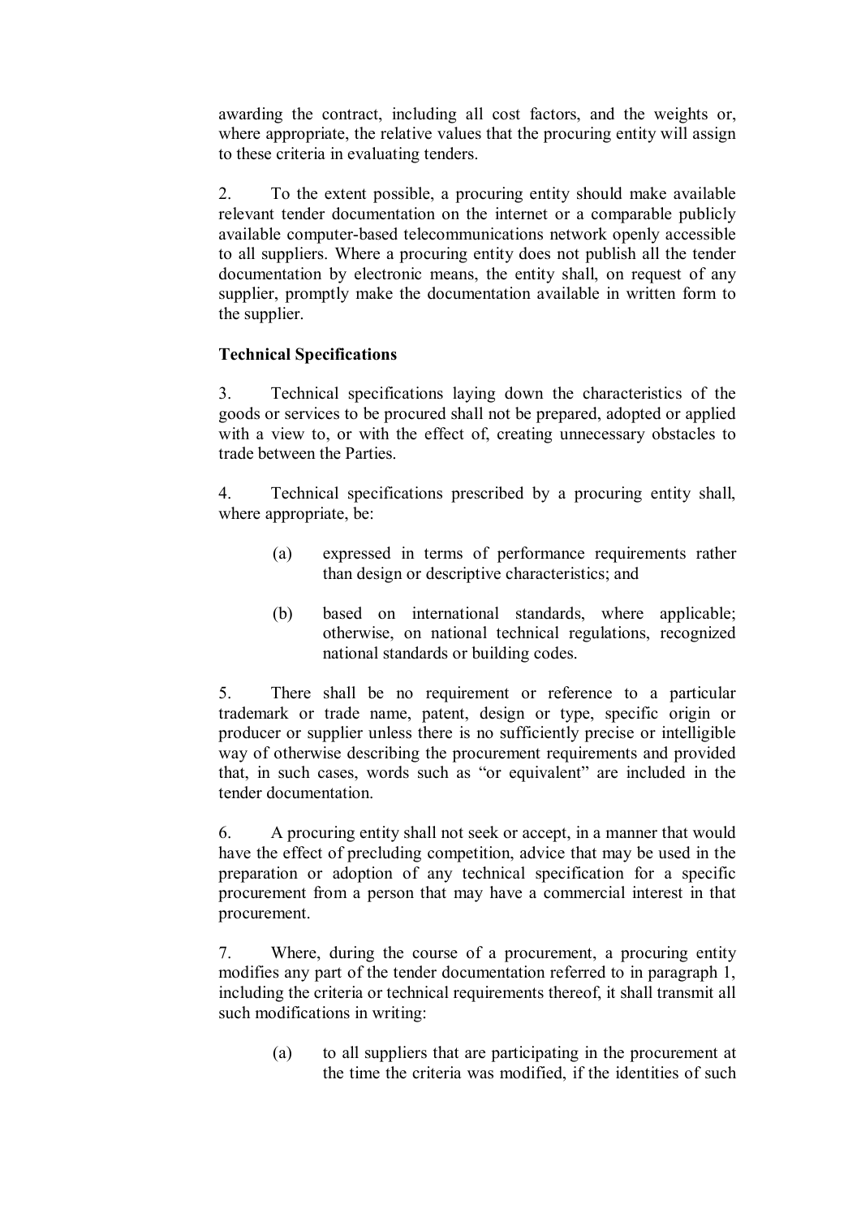awarding the contract, including all cost factors, and the weights or, where appropriate, the relative values that the procuring entity will assign to these criteria in evaluating tenders.

2. To the extent possible, a procuring entity should make available relevant tender documentation on the internet or a comparable publicly available computer-based telecommunications network openly accessible to all suppliers. Where a procuring entity does not publish all the tender documentation by electronic means, the entity shall, on request of any supplier, promptly make the documentation available in written form to the supplier.

**Technical Specifications**

3. Technical specifications laying down the characteristics of the goods or services to be procured shall not be prepared, adopted or applied with a view to, or with the effect of, creating unnecessary obstacles to trade between the Parties.

4. Technical specifications prescribed by a procuring entity shall, where appropriate, be:

(a) expressed in terms of performance requirements rather than design or descriptive characteristics; and

(b) based on international standards, where applicable; otherwise, on national technical regulations, recognized national standards or building codes.

5. There shall be no requirement or reference to a particular trademark or trade name, patent, design or type, specific origin or producer or supplier unless there is no sufficiently precise or intelligible way of otherwise describing the procurement requirements and provided that, in such cases, words such as "or equivalent" are included in the tender documentation.

6. A procuring entity shall not seek or accept, in a manner that would have the effect of precluding competition, advice that may be used in the preparation or adoption of any technical specification for a specific procurement from a person that may have a commercial interest in that procurement.

7. Where, during the course of a procurement, a procuring entity modifies any part of the tender documentation referred to in paragraph 1, including the criteria or technical requirements thereof, it shall transmit all such modifications in writing:

(a) to all suppliers that are participating in the procurement at the time the criteria was modified, if the identities of such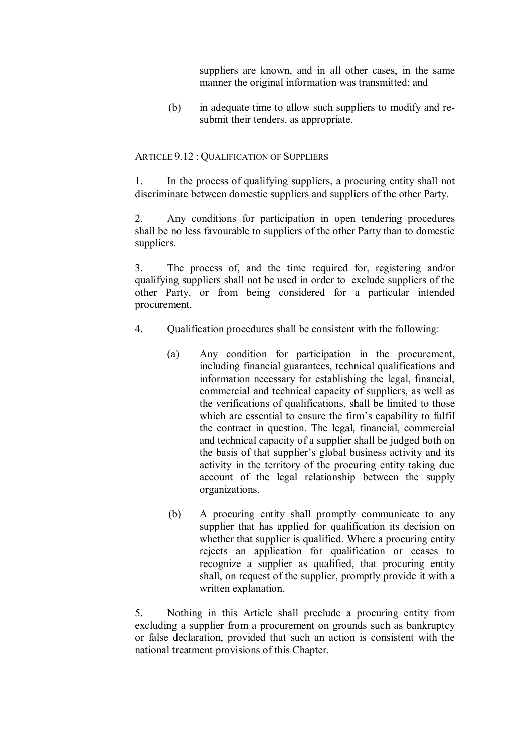suppliers are known, and in all other cases, in the same manner the original information was transmitted; and

(b) in adequate time to allow such suppliers to modify and re-submit their tenders, as appropriate.

### ARTICLE 9.12 : QUALIFICATION OF SUPPLIERS

1. In the process of qualifying suppliers, a procuring entity shall not discriminate between domestic suppliers and suppliers of the other Party.

2. Any conditions for participation in open tendering procedures shall be no less favourable to suppliers of the other Party than to domestic suppliers.

3. The process of, and the time required for, registering and/or qualifying suppliers shall not be used in order to exclude suppliers of the other Party, or from being considered for a particular intended procurement.

4. Qualification procedures shall be consistent with the following:

(a) Any condition for participation in the procurement, including financial guarantees, technical qualifications and information necessary for establishing the legal, financial, commercial and technical capacity of suppliers, as well as the verifications of qualifications, shall be limited to those which are essential to ensure the firm's capability to fulfil the contract in question. The legal, financial, commercial and technical capacity of a supplier shall be judged both on the basis of that supplier's global business activity and its activity in the territory of the procuring entity taking due account of the legal relationship between the supply organizations.

(b) A procuring entity shall promptly communicate to any supplier that has applied for qualification its decision on whether that supplier is qualified. Where a procuring entity rejects an application for qualification or ceases to recognize a supplier as qualified, that procuring entity shall, on request of the supplier, promptly provide it with a written explanation.

5. Nothing in this Article shall preclude a procuring entity from excluding a supplier from a procurement on grounds such as bankruptcy or false declaration, provided that such an action is consistent with the national treatment provisions of this Chapter.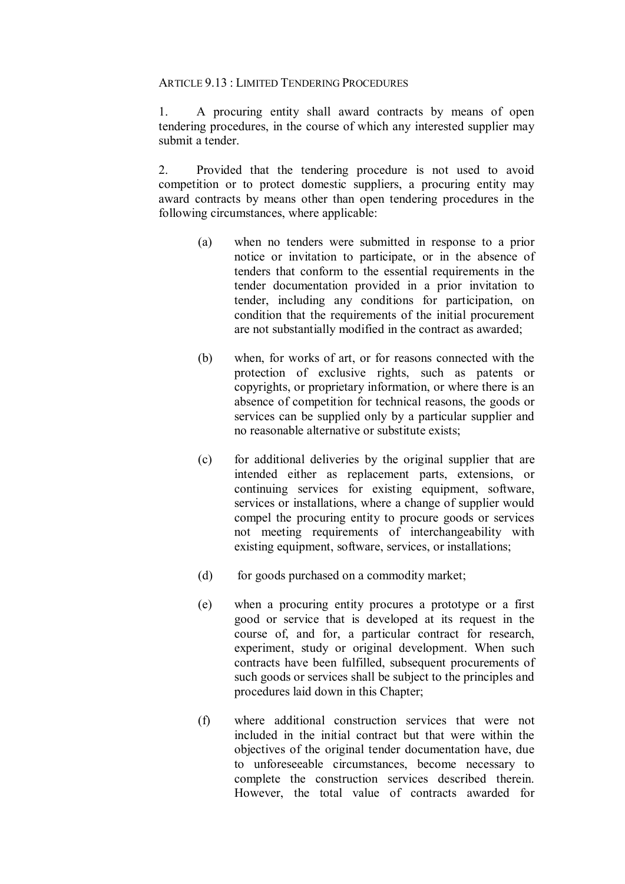ARTICLE 9.13 : LIMITED TENDERING PROCEDURES

1. A procuring entity shall award contracts by means of open tendering procedures, in the course of which any interested supplier may submit a tender.

2. Provided that the tendering procedure is not used to avoid competition or to protect domestic suppliers, a procuring entity may award contracts by means other than open tendering procedures in the following circumstances, where applicable:

(a) when no tenders were submitted in response to a prior notice or invitation to participate, or in the absence of tenders that conform to the essential requirements in the tender documentation provided in a prior invitation to tender, including any conditions for participation, on condition that the requirements of the initial procurement are not substantially modified in the contract as awarded;

(b) when, for works of art, or for reasons connected with the protection of exclusive rights, such as patents or copyrights, or proprietary information, or where there is an absence of competition for technical reasons, the goods or services can be supplied only by a particular supplier and no reasonable alternative or substitute exists;

(c) for additional deliveries by the original supplier that are intended either as replacement parts, extensions, or continuing services for existing equipment, software, services or installations, where a change of supplier would compel the procuring entity to procure goods or services not meeting requirements of interchangeability with existing equipment, software, services, or installations;

(d) for goods purchased on a commodity market;

(e) when a procuring entity procures a prototype or a first good or service that is developed at its request in the course of, and for, a particular contract for research, experiment, study or original development. When such contracts have been fulfilled, subsequent procurements of such goods or services shall be subject to the principles and procedures laid down in this Chapter;

(f) where additional construction services that were not included in the initial contract but that were within the objectives of the original tender documentation have, due to unforeseeable circumstances, become necessary to complete the construction services described therein. However, the total value of contracts awarded for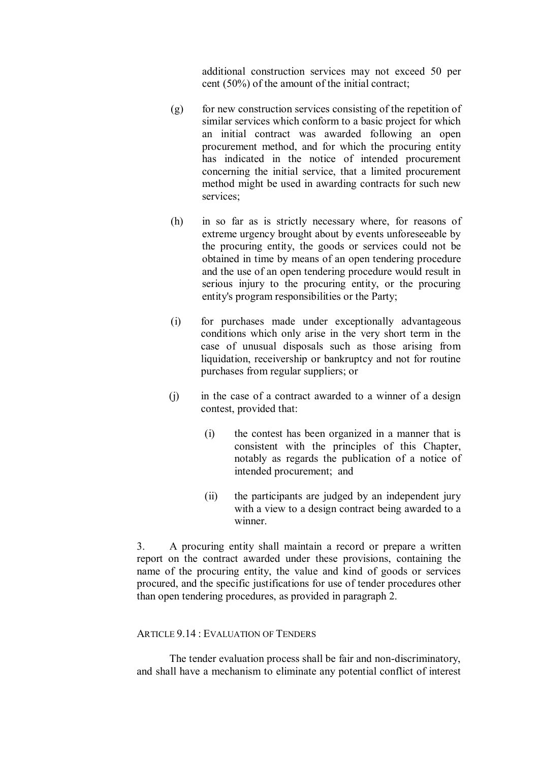additional construction services may not exceed 50 per cent (50%) of the amount of the initial contract;

(g) for new construction services consisting of the repetition of similar services which conform to a basic project for which an initial contract was awarded following an open procurement method, and for which the procuring entity has indicated in the notice of intended procurement concerning the initial service, that a limited procurement method might be used in awarding contracts for such new services;

(h) in so far as is strictly necessary where, for reasons of extreme urgency brought about by events unforeseeable by the procuring entity, the goods or services could not be obtained in time by means of an open tendering procedure and the use of an open tendering procedure would result in serious injury to the procuring entity, or the procuring entity's program responsibilities or the Party;

(i) for purchases made under exceptionally advantageous conditions which only arise in the very short term in the case of unusual disposals such as those arising from liquidation, receivership or bankruptcy and not for routine purchases from regular suppliers; or

(j) in the case of a contract awarded to a winner of a design contest, provided that:

  (i) the contest has been organized in a manner that is consistent with the principles of this Chapter, notably as regards the publication of a notice of intended procurement; and

  (ii) the participants are judged by an independent jury with a view to a design contract being awarded to a winner.

3. A procuring entity shall maintain a record or prepare a written report on the contract awarded under these provisions, containing the name of the procuring entity, the value and kind of goods or services procured, and the specific justifications for use of tender procedures other than open tendering procedures, as provided in paragraph 2.

## ARTICLE 9.14 : EVALUATION OF TENDERS

The tender evaluation process shall be fair and non-discriminatory, and shall have a mechanism to eliminate any potential conflict of interest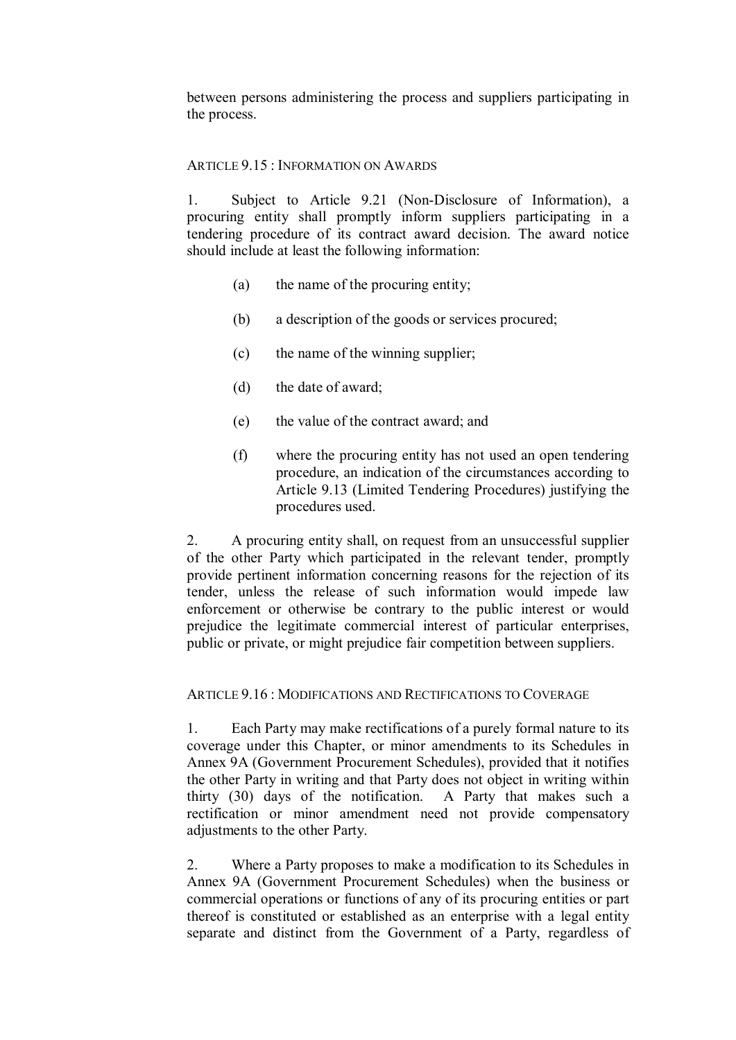between persons administering the process and suppliers participating in the process.

### ARTICLE 9.15 : INFORMATION ON AWARDS

1. Subject to Article 9.21 (Non-Disclosure of Information), a procuring entity shall promptly inform suppliers participating in a tendering procedure of its contract award decision. The award notice should include at least the following information:

   (a) the name of the procuring entity;

   (b) a description of the goods or services procured;

   (c) the name of the winning supplier;

   (d) the date of award;

   (e) the value of the contract award; and

   (f) where the procuring entity has not used an open tendering procedure, an indication of the circumstances according to Article 9.13 (Limited Tendering Procedures) justifying the procedures used.

2. A procuring entity shall, on request from an unsuccessful supplier of the other Party which participated in the relevant tender, promptly provide pertinent information concerning reasons for the rejection of its tender, unless the release of such information would impede law enforcement or otherwise be contrary to the public interest or would prejudice the legitimate commercial interest of particular enterprises, public or private, or might prejudice fair competition between suppliers.

### ARTICLE 9.16 : MODIFICATIONS AND RECTIFICATIONS TO COVERAGE

1. Each Party may make rectifications of a purely formal nature to its coverage under this Chapter, or minor amendments to its Schedules in Annex 9A (Government Procurement Schedules), provided that it notifies the other Party in writing and that Party does not object in writing within thirty (30) days of the notification. A Party that makes such a rectification or minor amendment need not provide compensatory adjustments to the other Party.

2. Where a Party proposes to make a modification to its Schedules in Annex 9A (Government Procurement Schedules) when the business or commercial operations or functions of any of its procuring entities or part thereof is constituted or established as an enterprise with a legal entity separate and distinct from the Government of a Party, regardless of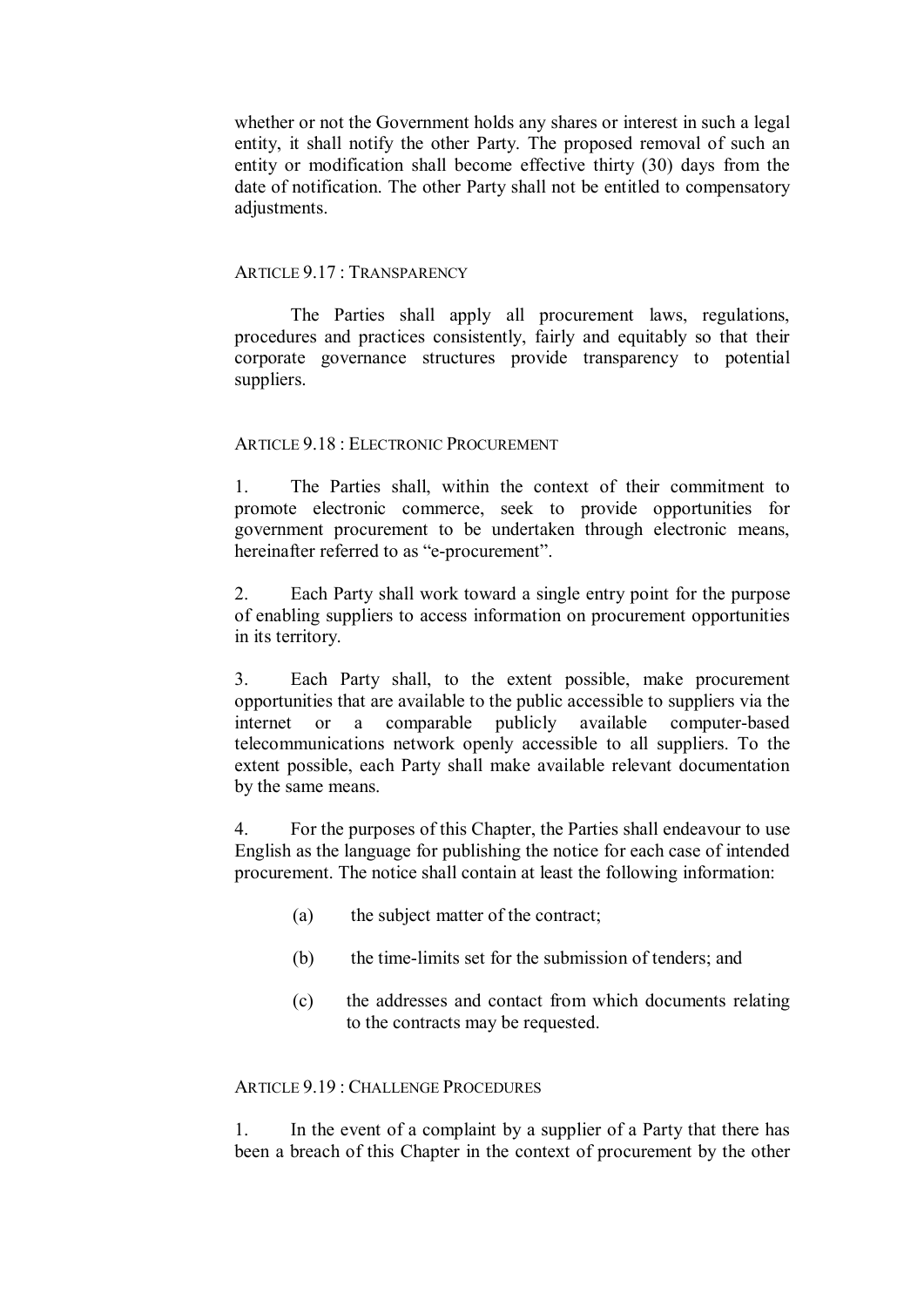whether or not the Government holds any shares or interest in such a legal entity, it shall notify the other Party. The proposed removal of such an entity or modification shall become effective thirty (30) days from the date of notification. The other Party shall not be entitled to compensatory adjustments.

### ARTICLE 9.17 : TRANSPARENCY

The Parties shall apply all procurement laws, regulations, procedures and practices consistently, fairly and equitably so that their corporate governance structures provide transparency to potential suppliers.

### ARTICLE 9.18 : ELECTRONIC PROCUREMENT

1. The Parties shall, within the context of their commitment to promote electronic commerce, seek to provide opportunities for government procurement to be undertaken through electronic means, hereinafter referred to as "e-procurement".

2. Each Party shall work toward a single entry point for the purpose of enabling suppliers to access information on procurement opportunities in its territory.

3. Each Party shall, to the extent possible, make procurement opportunities that are available to the public accessible to suppliers via the internet or a comparable publicly available computer-based telecommunications network openly accessible to all suppliers. To the extent possible, each Party shall make available relevant documentation by the same means.

4. For the purposes of this Chapter, the Parties shall endeavour to use English as the language for publishing the notice for each case of intended procurement. The notice shall contain at least the following information:

   (a) the subject matter of the contract;

   (b) the time-limits set for the submission of tenders; and

   (c) the addresses and contact from which documents relating to the contracts may be requested.

### ARTICLE 9.19 : CHALLENGE PROCEDURES

1. In the event of a complaint by a supplier of a Party that there has been a breach of this Chapter in the context of procurement by the other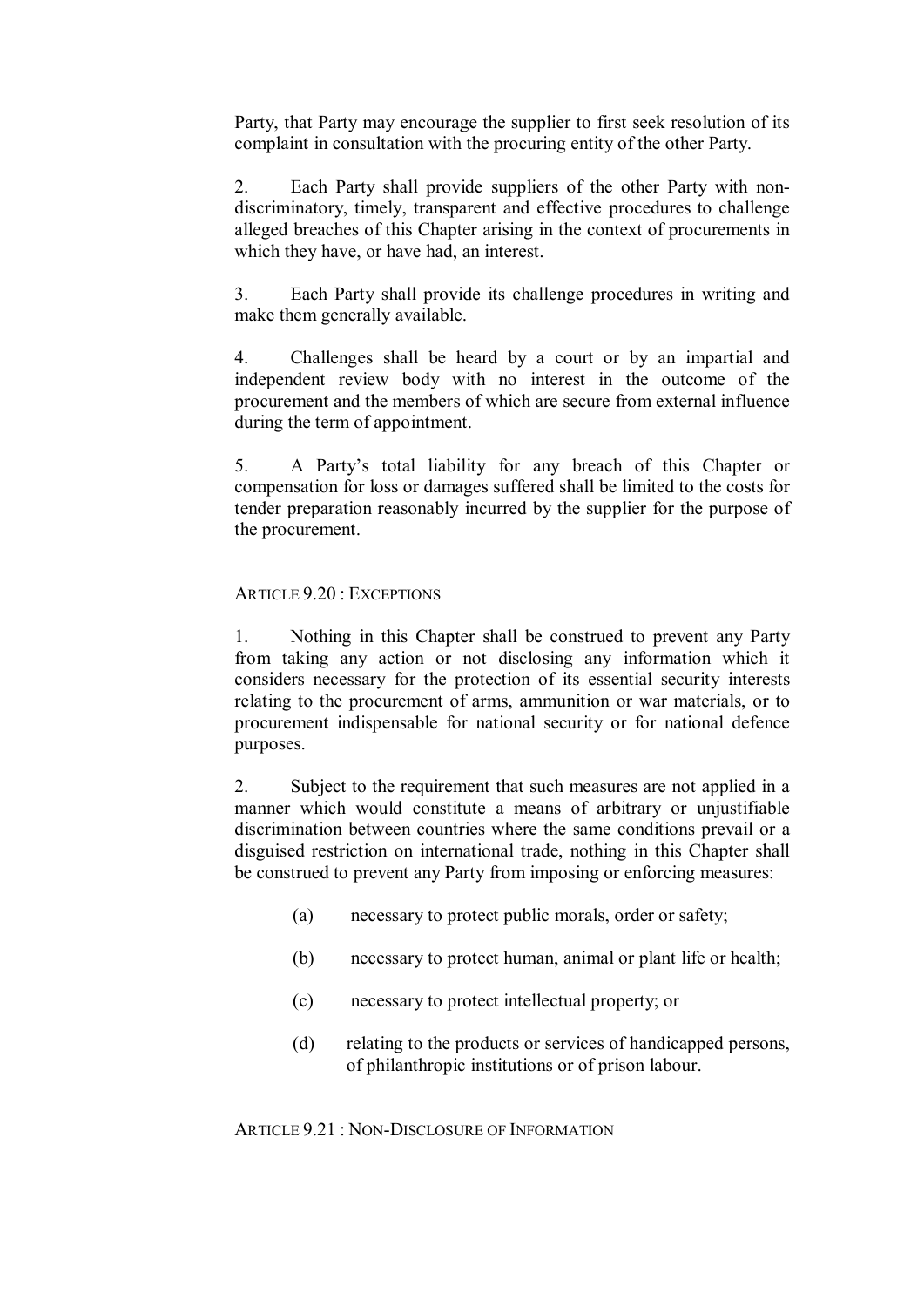Party, that Party may encourage the supplier to first seek resolution of its complaint in consultation with the procuring entity of the other Party.

2. Each Party shall provide suppliers of the other Party with non-discriminatory, timely, transparent and effective procedures to challenge alleged breaches of this Chapter arising in the context of procurements in which they have, or have had, an interest.

3. Each Party shall provide its challenge procedures in writing and make them generally available.

4. Challenges shall be heard by a court or by an impartial and independent review body with no interest in the outcome of the procurement and the members of which are secure from external influence during the term of appointment.

5. A Party's total liability for any breach of this Chapter or compensation for loss or damages suffered shall be limited to the costs for tender preparation reasonably incurred by the supplier for the purpose of the procurement.

### ARTICLE 9.20 : EXCEPTIONS

1. Nothing in this Chapter shall be construed to prevent any Party from taking any action or not disclosing any information which it considers necessary for the protection of its essential security interests relating to the procurement of arms, ammunition or war materials, or to procurement indispensable for national security or for national defence purposes.

2. Subject to the requirement that such measures are not applied in a manner which would constitute a means of arbitrary or unjustifiable discrimination between countries where the same conditions prevail or a disguised restriction on international trade, nothing in this Chapter shall be construed to prevent any Party from imposing or enforcing measures:

   (a) necessary to protect public morals, order or safety;

   (b) necessary to protect human, animal or plant life or health;

   (c) necessary to protect intellectual property; or

   (d) relating to the products or services of handicapped persons, of philanthropic institutions or of prison labour.

### ARTICLE 9.21 : NON-DISCLOSURE OF INFORMATION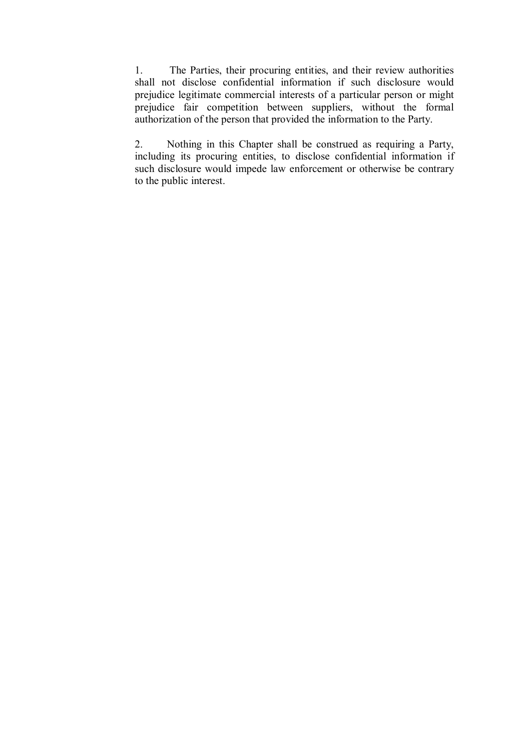1. The Parties, their procuring entities, and their review authorities shall not disclose confidential information if such disclosure would prejudice legitimate commercial interests of a particular person or might prejudice fair competition between suppliers, without the formal authorization of the person that provided the information to the Party.

2. Nothing in this Chapter shall be construed as requiring a Party, including its procuring entities, to disclose confidential information if such disclosure would impede law enforcement or otherwise be contrary to the public interest.